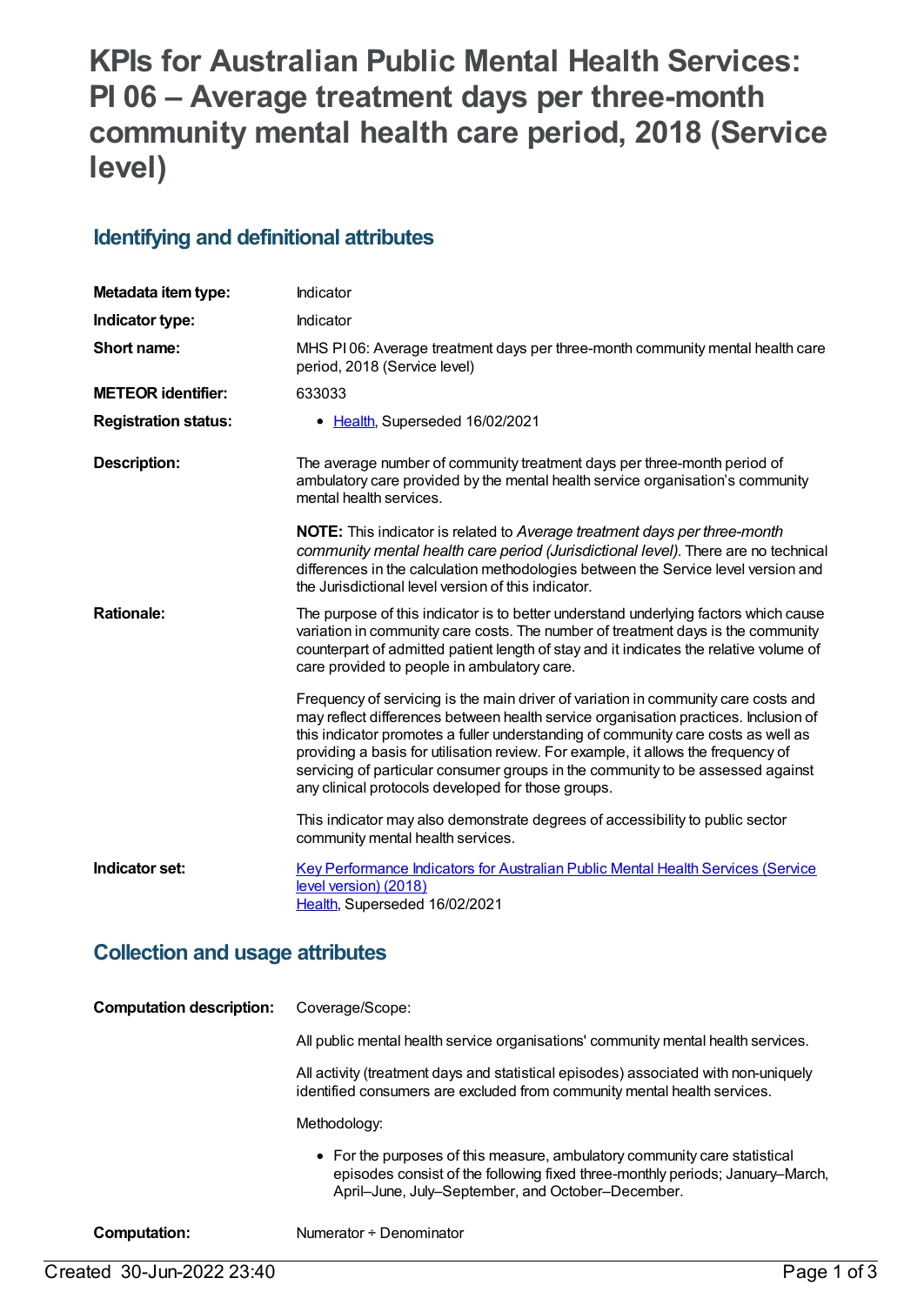# KPIs for Australian Public Mental Health Services: PI 06 – Average treatment days per three-month community mental health care period, 2018 (Service level)

## Identifying and definitional attributes

| | |
|---|---|
| **Metadata item type:** | Indicator |
| **Indicator type:** | Indicator |
| **Short name:** | MHS PI 06: Average treatment days per three-month community mental health care period, 2018 (Service level) |
| **METEOR identifier:** | 633033 |
| **Registration status:** | • Health, Superseded 16/02/2021 |
| **Description:** | The average number of community treatment days per three-month period of ambulatory care provided by the mental health service organisation's community mental health services.<br><br>**NOTE:** This indicator is related to *Average treatment days per three-month community mental health care period (Jurisdictional level).* There are no technical differences in the calculation methodologies between the Service level version and the Jurisdictional level version of this indicator. |
| **Rationale:** | The purpose of this indicator is to better understand underlying factors which cause variation in community care costs. The number of treatment days is the community counterpart of admitted patient length of stay and it indicates the relative volume of care provided to people in ambulatory care.<br><br>Frequency of servicing is the main driver of variation in community care costs and may reflect differences between health service organisation practices. Inclusion of this indicator promotes a fuller understanding of community care costs as well as providing a basis for utilisation review. For example, it allows the frequency of servicing of particular consumer groups in the community to be assessed against any clinical protocols developed for those groups.<br><br>This indicator may also demonstrate degrees of accessibility to public sector community mental health services. |
| **Indicator set:** | Key Performance Indicators for Australian Public Mental Health Services (Service level version) (2018)<br>Health, Superseded 16/02/2021 |

## Collection and usage attributes

| | |
|---|---|
| **Computation description:** | Coverage/Scope:<br><br>All public mental health service organisations' community mental health services.<br><br>All activity (treatment days and statistical episodes) associated with non-uniquely identified consumers are excluded from community mental health services.<br><br>Methodology:<br><br>• For the purposes of this measure, ambulatory community care statistical episodes consist of the following fixed three-monthly periods; January–March, April–June, July–September, and October–December. |
| **Computation:** | Numerator ÷ Denominator |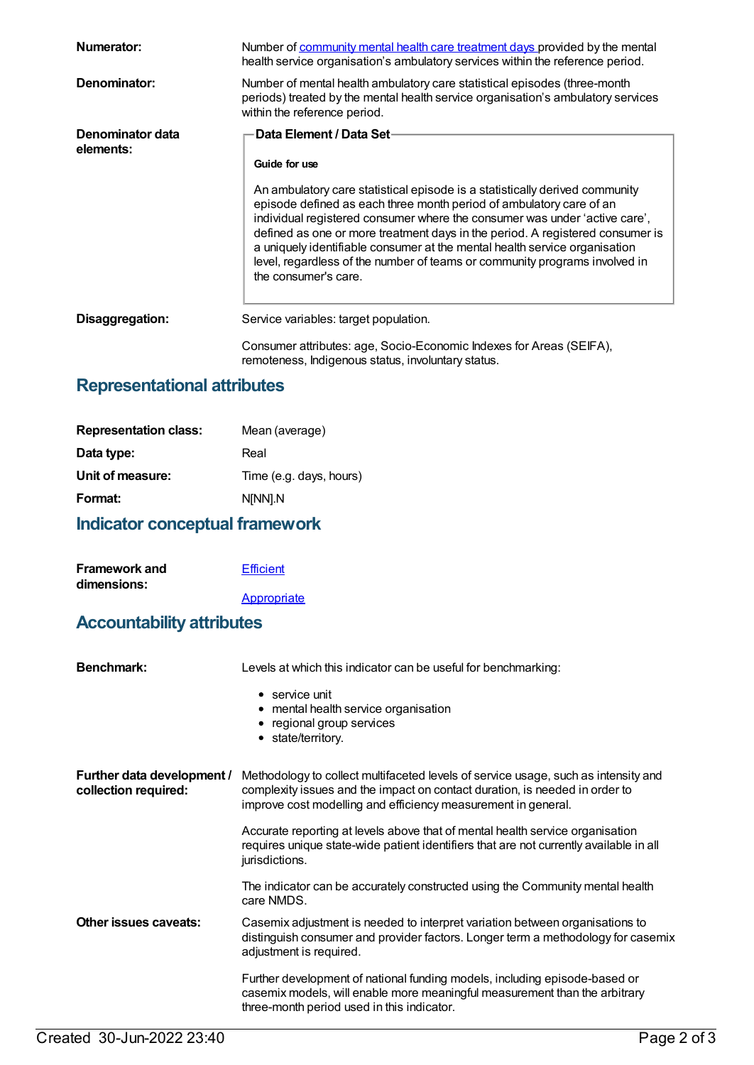**Numerator:** Number of community mental health care treatment days provided by the mental health service organisation's ambulatory services within the reference period.

**Denominator:** Number of mental health ambulatory care statistical episodes (three-month periods) treated by the mental health service organisation's ambulatory services within the reference period.

**Denominator data elements:**

**Data Element / Data Set**

**Guide for use**

An ambulatory care statistical episode is a statistically derived community episode defined as each three month period of ambulatory care of an individual registered consumer where the consumer was under 'active care', defined as one or more treatment days in the period. A registered consumer is a uniquely identifiable consumer at the mental health service organisation level, regardless of the number of teams or community programs involved in the consumer's care.

**Disaggregation:** Service variables: target population.

Consumer attributes: age, Socio-Economic Indexes for Areas (SEIFA), remoteness, Indigenous status, involuntary status.

## Representational attributes

**Representation class:** Mean (average)

**Data type:** Real

**Unit of measure:** Time (e.g. days, hours)

**Format:** N[NN].N

## Indicator conceptual framework

**Framework and dimensions:** Efficient

Appropriate

## Accountability attributes

**Benchmark:** Levels at which this indicator can be useful for benchmarking:

- service unit
- mental health service organisation
- regional group services
- state/territory.

**Further data development / collection required:** Methodology to collect multifaceted levels of service usage, such as intensity and complexity issues and the impact on contact duration, is needed in order to improve cost modelling and efficiency measurement in general.

Accurate reporting at levels above that of mental health service organisation requires unique state-wide patient identifiers that are not currently available in all jurisdictions.

The indicator can be accurately constructed using the Community mental health care NMDS.

**Other issues caveats:** Casemix adjustment is needed to interpret variation between organisations to distinguish consumer and provider factors. Longer term a methodology for casemix adjustment is required.

Further development of national funding models, including episode-based or casemix models, will enable more meaningful measurement than the arbitrary three-month period used in this indicator.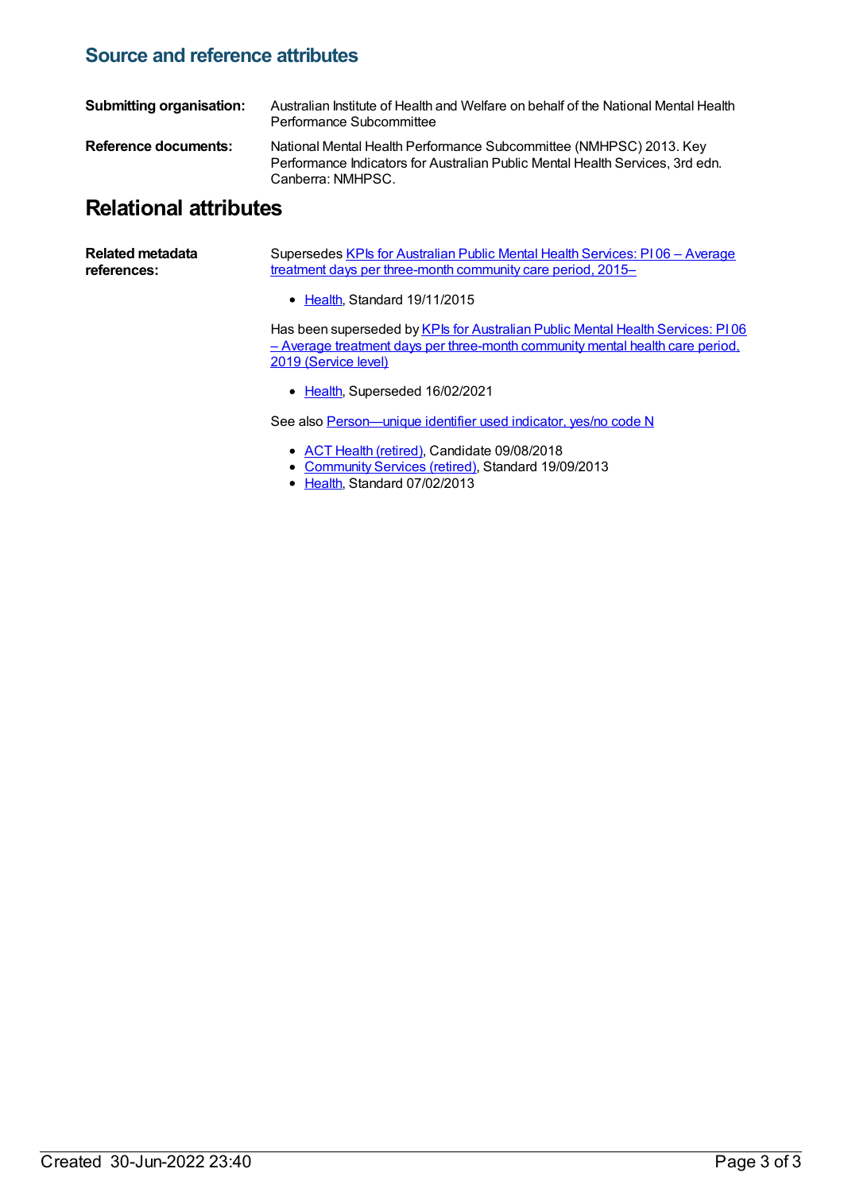## Source and reference attributes

**Submitting organisation:** Australian Institute of Health and Welfare on behalf of the National Mental Health Performance Subcommittee

**Reference documents:** National Mental Health Performance Subcommittee (NMHPSC) 2013. Key Performance Indicators for Australian Public Mental Health Services, 3rd edn. Canberra: NMHPSC.

# Relational attributes

**Related metadata references:**

Supersedes KPIs for Australian Public Mental Health Services: PI 06 – Average treatment days per three-month community care period, 2015–

- Health, Standard 19/11/2015

Has been superseded by KPIs for Australian Public Mental Health Services: PI 06 – Average treatment days per three-month community mental health care period, 2019 (Service level)

- Health, Superseded 16/02/2021

See also Person—unique identifier used indicator, yes/no code N

- ACT Health (retired), Candidate 09/08/2018
- Community Services (retired), Standard 19/09/2013
- Health, Standard 07/02/2013